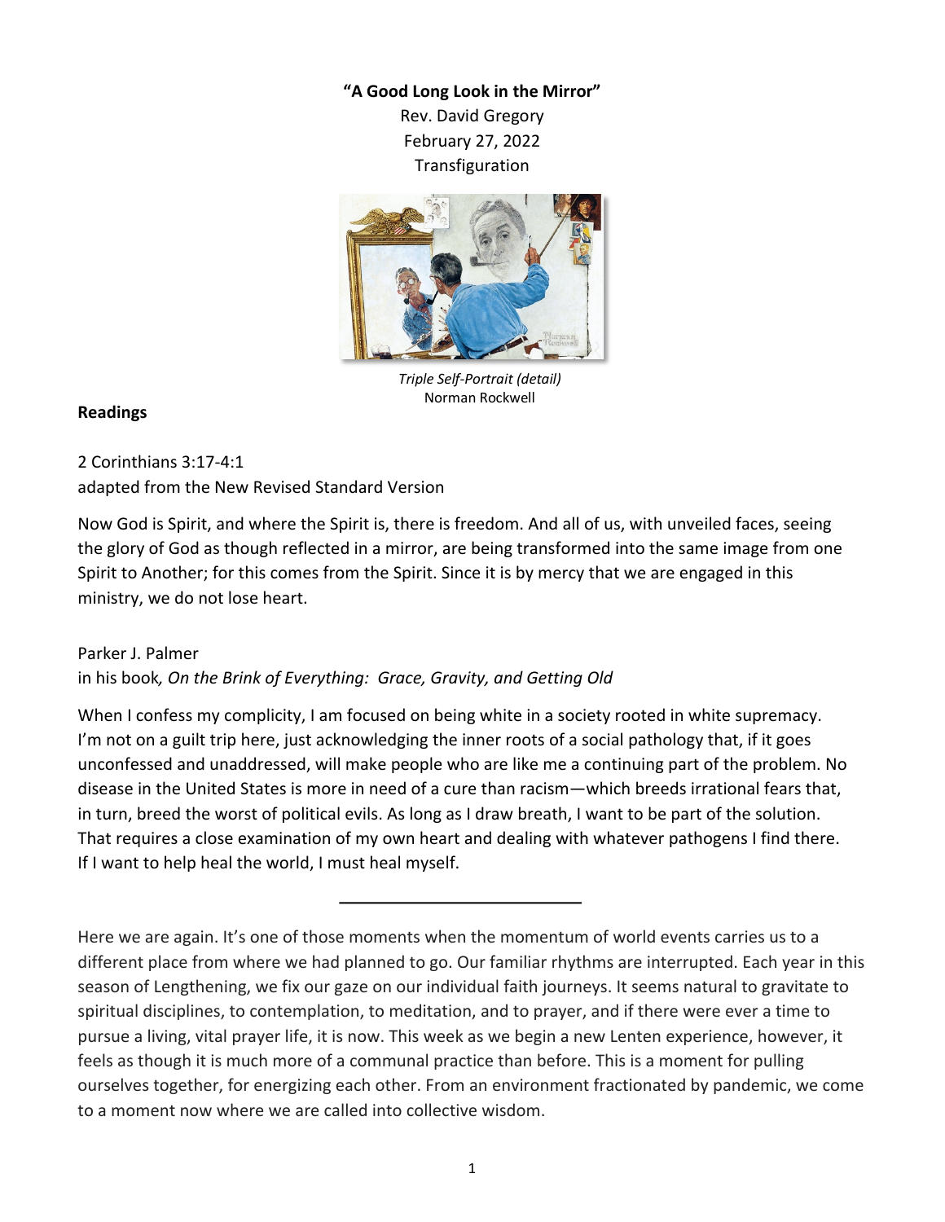**“A Good Long Look in the Mirror”**

Rev. David Gregory
February 27, 2022
Transfiguration

*Triple Self-Portrait (detail)*
Norman Rockwell

**Readings**

2 Corinthians 3:17-4:1
adapted from the New Revised Standard Version

Now God is Spirit, and where the Spirit is, there is freedom. And all of us, with unveiled faces, seeing the glory of God as though reflected in a mirror, are being transformed into the same image from one Spirit to Another; for this comes from the Spirit. Since it is by mercy that we are engaged in this ministry, we do not lose heart.

Parker J. Palmer
in his book*, On the Brink of Everything: Grace, Gravity, and Getting Old*

When I confess my complicity, I am focused on being white in a society rooted in white supremacy. I’m not on a guilt trip here, just acknowledging the inner roots of a social pathology that, if it goes unconfessed and unaddressed, will make people who are like me a continuing part of the problem. No disease in the United States is more in need of a cure than racism—which breeds irrational fears that, in turn, breed the worst of political evils. As long as I draw breath, I want to be part of the solution. That requires a close examination of my own heart and dealing with whatever pathogens I find there. If I want to help heal the world, I must heal myself.

---

Here we are again. It’s one of those moments when the momentum of world events carries us to a different place from where we had planned to go. Our familiar rhythms are interrupted. Each year in this season of Lengthening, we fix our gaze on our individual faith journeys. It seems natural to gravitate to spiritual disciplines, to contemplation, to meditation, and to prayer, and if there were ever a time to pursue a living, vital prayer life, it is now. This week as we begin a new Lenten experience, however, it feels as though it is much more of a communal practice than before. This is a moment for pulling ourselves together, for energizing each other. From an environment fractionated by pandemic, we come to a moment now where we are called into collective wisdom.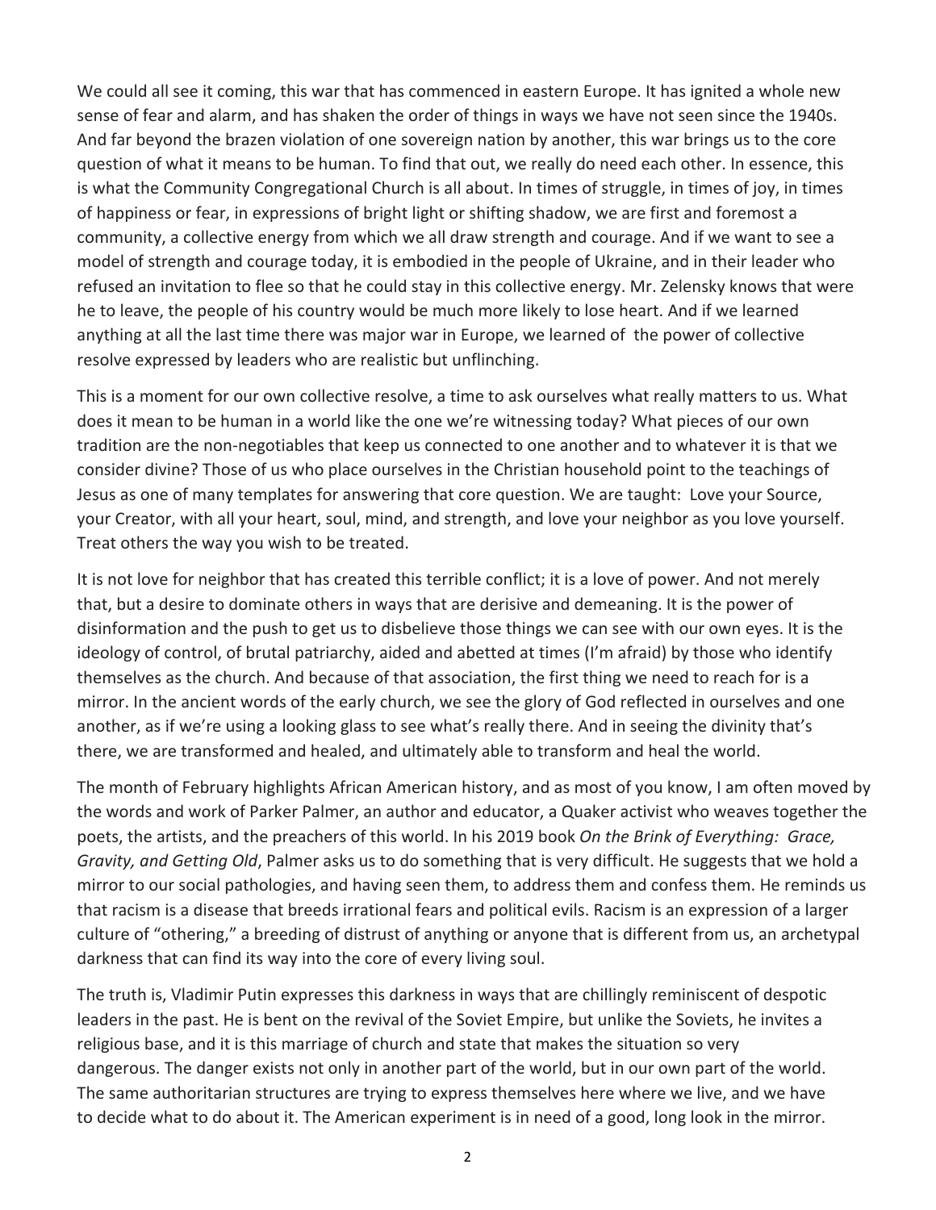We could all see it coming, this war that has commenced in eastern Europe. It has ignited a whole new sense of fear and alarm, and has shaken the order of things in ways we have not seen since the 1940s. And far beyond the brazen violation of one sovereign nation by another, this war brings us to the core question of what it means to be human. To find that out, we really do need each other. In essence, this is what the Community Congregational Church is all about. In times of struggle, in times of joy, in times of happiness or fear, in expressions of bright light or shifting shadow, we are first and foremost a community, a collective energy from which we all draw strength and courage. And if we want to see a model of strength and courage today, it is embodied in the people of Ukraine, and in their leader who refused an invitation to flee so that he could stay in this collective energy. Mr. Zelensky knows that were he to leave, the people of his country would be much more likely to lose heart. And if we learned anything at all the last time there was major war in Europe, we learned of the power of collective resolve expressed by leaders who are realistic but unflinching.

This is a moment for our own collective resolve, a time to ask ourselves what really matters to us. What does it mean to be human in a world like the one we're witnessing today? What pieces of our own tradition are the non-negotiables that keep us connected to one another and to whatever it is that we consider divine? Those of us who place ourselves in the Christian household point to the teachings of Jesus as one of many templates for answering that core question. We are taught: Love your Source, your Creator, with all your heart, soul, mind, and strength, and love your neighbor as you love yourself. Treat others the way you wish to be treated.

It is not love for neighbor that has created this terrible conflict; it is a love of power. And not merely that, but a desire to dominate others in ways that are derisive and demeaning. It is the power of disinformation and the push to get us to disbelieve those things we can see with our own eyes. It is the ideology of control, of brutal patriarchy, aided and abetted at times (I'm afraid) by those who identify themselves as the church. And because of that association, the first thing we need to reach for is a mirror. In the ancient words of the early church, we see the glory of God reflected in ourselves and one another, as if we're using a looking glass to see what's really there. And in seeing the divinity that's there, we are transformed and healed, and ultimately able to transform and heal the world.

The month of February highlights African American history, and as most of you know, I am often moved by the words and work of Parker Palmer, an author and educator, a Quaker activist who weaves together the poets, the artists, and the preachers of this world. In his 2019 book *On the Brink of Everything: Grace, Gravity, and Getting Old*, Palmer asks us to do something that is very difficult. He suggests that we hold a mirror to our social pathologies, and having seen them, to address them and confess them. He reminds us that racism is a disease that breeds irrational fears and political evils. Racism is an expression of a larger culture of "othering," a breeding of distrust of anything or anyone that is different from us, an archetypal darkness that can find its way into the core of every living soul.

The truth is, Vladimir Putin expresses this darkness in ways that are chillingly reminiscent of despotic leaders in the past. He is bent on the revival of the Soviet Empire, but unlike the Soviets, he invites a religious base, and it is this marriage of church and state that makes the situation so very dangerous. The danger exists not only in another part of the world, but in our own part of the world. The same authoritarian structures are trying to express themselves here where we live, and we have to decide what to do about it. The American experiment is in need of a good, long look in the mirror.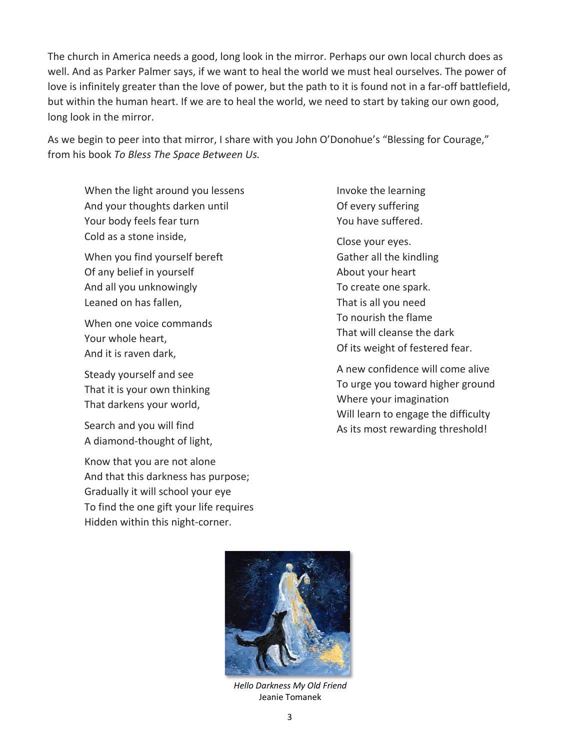The church in America needs a good, long look in the mirror. Perhaps our own local church does as well. And as Parker Palmer says, if we want to heal the world we must heal ourselves. The power of love is infinitely greater than the love of power, but the path to it is found not in a far-off battlefield, but within the human heart. If we are to heal the world, we need to start by taking our own good, long look in the mirror.

As we begin to peer into that mirror, I share with you John O'Donohue's "Blessing for Courage," from his book *To Bless The Space Between Us.*

When the light around you lessens
And your thoughts darken until
Your body feels fear turn
Cold as a stone inside,

When you find yourself bereft
Of any belief in yourself
And all you unknowingly
Leaned on has fallen,

When one voice commands
Your whole heart,
And it is raven dark,

Steady yourself and see
That it is your own thinking
That darkens your world,

Search and you will find
A diamond-thought of light,

Know that you are not alone
And that this darkness has purpose;
Gradually it will school your eye
To find the one gift your life requires
Hidden within this night-corner.

Invoke the learning
Of every suffering
You have suffered.

Close your eyes.
Gather all the kindling
About your heart
To create one spark.
That is all you need
To nourish the flame
That will cleanse the dark
Of its weight of festered fear.

A new confidence will come alive
To urge you toward higher ground
Where your imagination
Will learn to engage the difficulty
As its most rewarding threshold!

*Hello Darkness My Old Friend*
Jeanie Tomanek